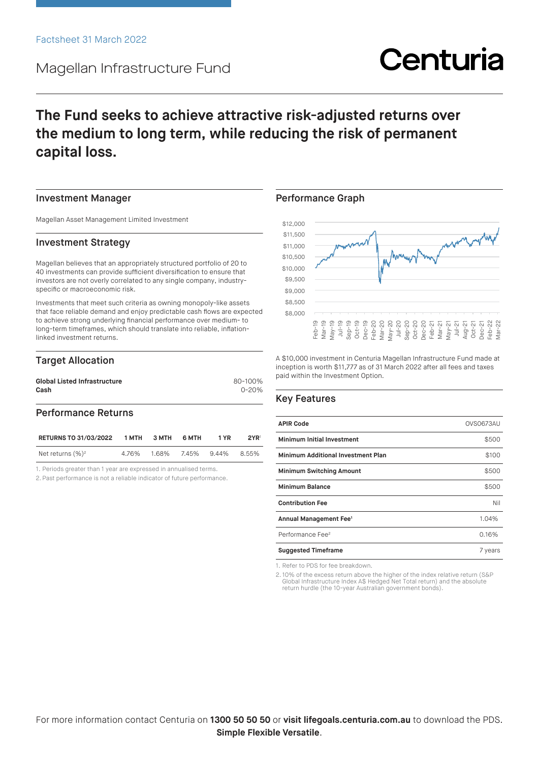Factsheet 31 March 2022

# Magellan Infrastructure Fund

Centuria

## The Fund seeks to achieve attractive risk-adjusted returns over the medium to long term, while reducing the risk of permanent capital loss.

### Investment Manager

Magellan Asset Management Limited Investment

### Investment Strategy

Magellan believes that an appropriately structured portfolio of 20 to 40 investments can provide sufficient diversification to ensure that investors are not overly correlated to any single company, industry-specific or macroeconomic risk.

Investments that meet such criteria as owning monopoly-like assets that face reliable demand and enjoy predictable cash flows are expected to achieve strong underlying financial performance over medium- to long-term timeframes, which should translate into reliable, inflation-linked investment returns.

### Target Allocation

| | |
|---|---|
| **Global Listed Infrastructure** | 80-100% |
| **Cash** | 0-20% |

### Performance Returns

| RETURNS TO 31/03/2022 | 1 MTH | 3 MTH | 6 MTH | 1 YR | 2YR[1] |
|---|---|---|---|---|---|
| Net returns (%)[2] | 4.76% | 1.68% | 7.45% | 9.44% | 8.55% |

1. Periods greater than 1 year are expressed in annualised terms.
2. Past performance is not a reliable indicator of future performance.

### Performance Graph

A $10,000 investment in Centuria Magellan Infrastructure Fund made at inception is worth $11,777 as of 31 March 2022 after all fees and taxes paid within the Investment Option.

### Key Features

| | |
|---|---|
| **APIR Code** | OVS0673AU |
| **Minimum Initial Investment** | $500 |
| **Minimum Additional Investment Plan** | $100 |
| **Minimum Switching Amount** | $500 |
| **Minimum Balance** | $500 |
| **Contribution Fee** | Nil |
| **Annual Management Fee[1]** | 1.04% |
| Performance Fee[2] | 0.16% |
| **Suggested Timeframe** | 7 years |

1. Refer to PDS for fee breakdown.
2. 10% of the excess return above the higher of the index relative return (S&P Global Infrastructure Index A$ Hedged Net Total return) and the absolute return hurdle (the 10-year Australian government bonds).

For more information contact Centuria on **1300 50 50 50** or **visit lifegoals.centuria.com.au** to download the PDS.
**Simple Flexible Versatile**.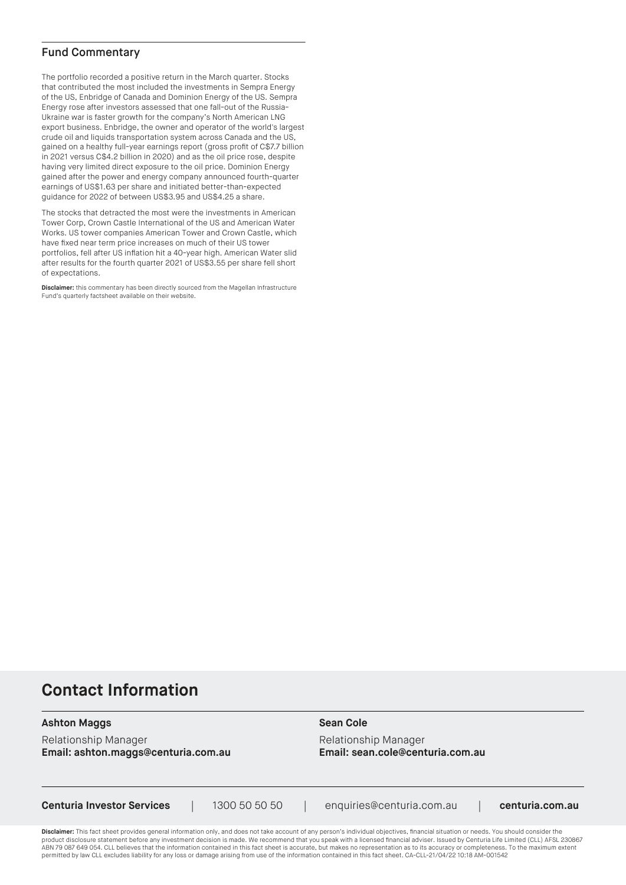## Fund Commentary

The portfolio recorded a positive return in the March quarter. Stocks that contributed the most included the investments in Sempra Energy of the US, Enbridge of Canada and Dominion Energy of the US. Sempra Energy rose after investors assessed that one fall-out of the Russia-Ukraine war is faster growth for the company's North American LNG export business. Enbridge, the owner and operator of the world's largest crude oil and liquids transportation system across Canada and the US, gained on a healthy full-year earnings report (gross profit of C$7.7 billion in 2021 versus C$4.2 billion in 2020) and as the oil price rose, despite having very limited direct exposure to the oil price. Dominion Energy gained after the power and energy company announced fourth-quarter earnings of US$1.63 per share and initiated better-than-expected guidance for 2022 of between US$3.95 and US$4.25 a share.

The stocks that detracted the most were the investments in American Tower Corp, Crown Castle International of the US and American Water Works. US tower companies American Tower and Crown Castle, which have fixed near term price increases on much of their US tower portfolios, fell after US inflation hit a 40-year high. American Water slid after results for the fourth quarter 2021 of US$3.55 per share fell short of expectations.

**Disclaimer:** this commentary has been directly sourced from the Magellan Infrastructure Fund's quarterly factsheet available on their website.

## Contact Information

**Ashton Maggs**
Relationship Manager
**Email: ashton.maggs@centuria.com.au**

**Sean Cole**
Relationship Manager
**Email: sean.cole@centuria.com.au**

**Centuria Investor Services** | 1300 50 50 50 | enquiries@centuria.com.au | **centuria.com.au**

**Disclaimer:** This fact sheet provides general information only, and does not take account of any person's individual objectives, financial situation or needs. You should consider the product disclosure statement before any investment decision is made. We recommend that you speak with a licensed financial adviser. Issued by Centuria Life Limited (CLL) AFSL 230867 ABN 79 087 649 054. CLL believes that the information contained in this fact sheet is accurate, but makes no representation as to its accuracy or completeness. To the maximum extent permitted by law CLL excludes liability for any loss or damage arising from use of the information contained in this fact sheet. CA-CLL-21/04/22 10:18 AM-001542